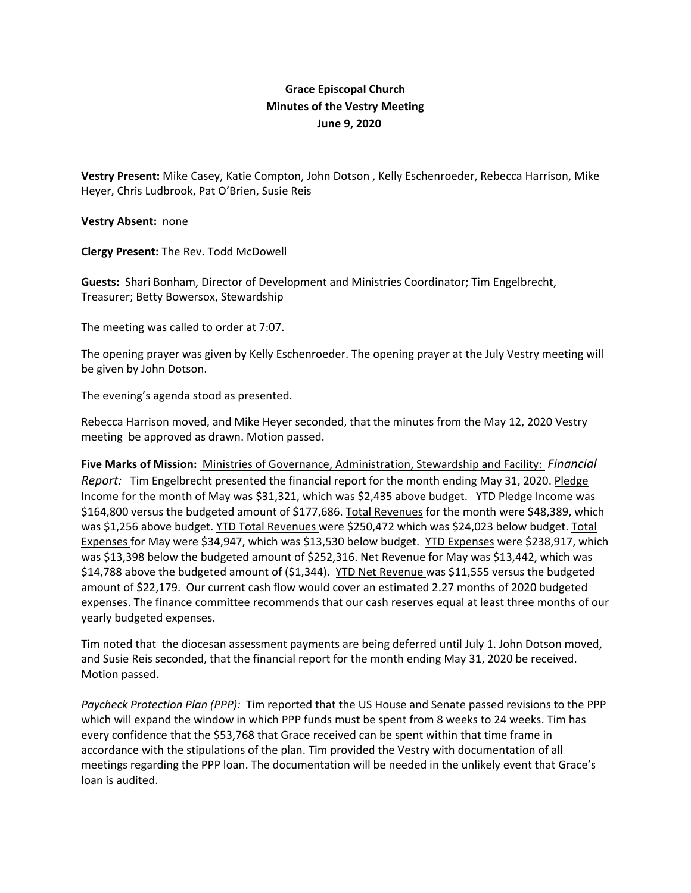**Grace Episcopal Church**
**Minutes of the Vestry Meeting**
**June 9, 2020**

**Vestry Present:** Mike Casey, Katie Compton, John Dotson , Kelly Eschenroeder, Rebecca Harrison, Mike Heyer, Chris Ludbrook, Pat O'Brien, Susie Reis

**Vestry Absent:** none

**Clergy Present:** The Rev. Todd McDowell

**Guests:** Shari Bonham, Director of Development and Ministries Coordinator; Tim Engelbrecht, Treasurer; Betty Bowersox, Stewardship

The meeting was called to order at 7:07.

The opening prayer was given by Kelly Eschenroeder. The opening prayer at the July Vestry meeting will be given by John Dotson.

The evening's agenda stood as presented.

Rebecca Harrison moved, and Mike Heyer seconded, that the minutes from the May 12, 2020 Vestry meeting be approved as drawn. Motion passed.

**Five Marks of Mission:** Ministries of Governance, Administration, Stewardship and Facility: *Financial Report:* Tim Engelbrecht presented the financial report for the month ending May 31, 2020. Pledge Income for the month of May was $31,321, which was $2,435 above budget. YTD Pledge Income was $164,800 versus the budgeted amount of $177,686. Total Revenues for the month were $48,389, which was $1,256 above budget. YTD Total Revenues were $250,472 which was $24,023 below budget. Total Expenses for May were $34,947, which was $13,530 below budget. YTD Expenses were $238,917, which was $13,398 below the budgeted amount of $252,316. Net Revenue for May was $13,442, which was $14,788 above the budgeted amount of ($1,344). YTD Net Revenue was $11,555 versus the budgeted amount of $22,179. Our current cash flow would cover an estimated 2.27 months of 2020 budgeted expenses. The finance committee recommends that our cash reserves equal at least three months of our yearly budgeted expenses.

Tim noted that the diocesan assessment payments are being deferred until July 1. John Dotson moved, and Susie Reis seconded, that the financial report for the month ending May 31, 2020 be received. Motion passed.

*Paycheck Protection Plan (PPP):* Tim reported that the US House and Senate passed revisions to the PPP which will expand the window in which PPP funds must be spent from 8 weeks to 24 weeks. Tim has every confidence that the $53,768 that Grace received can be spent within that time frame in accordance with the stipulations of the plan. Tim provided the Vestry with documentation of all meetings regarding the PPP loan. The documentation will be needed in the unlikely event that Grace's loan is audited.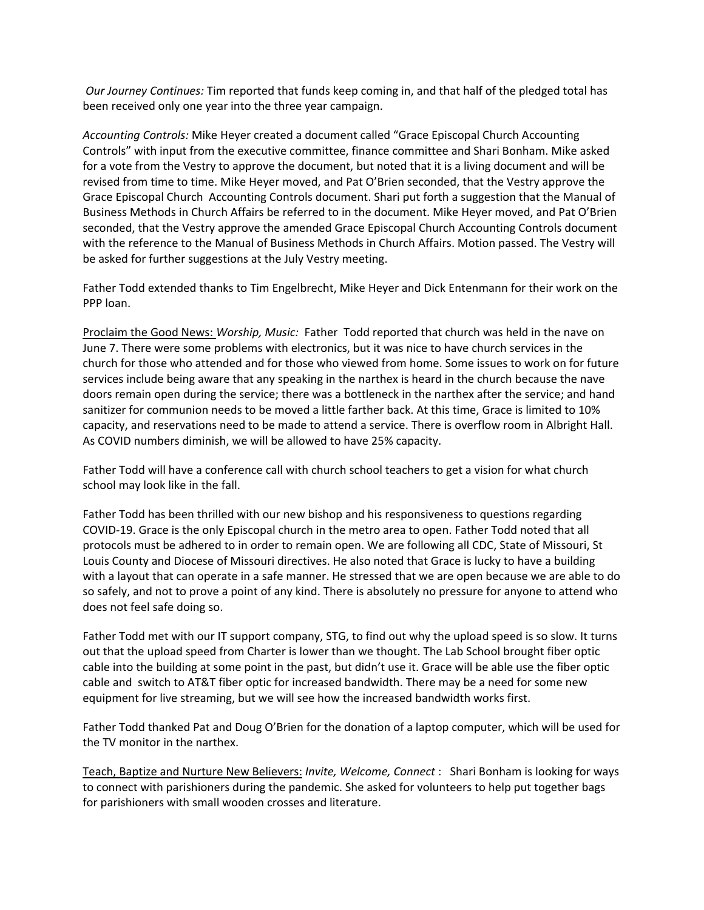*Our Journey Continues:* Tim reported that funds keep coming in, and that half of the pledged total has been received only one year into the three year campaign.

*Accounting Controls:* Mike Heyer created a document called "Grace Episcopal Church Accounting Controls" with input from the executive committee, finance committee and Shari Bonham. Mike asked for a vote from the Vestry to approve the document, but noted that it is a living document and will be revised from time to time. Mike Heyer moved, and Pat O'Brien seconded, that the Vestry approve the Grace Episcopal Church Accounting Controls document. Shari put forth a suggestion that the Manual of Business Methods in Church Affairs be referred to in the document. Mike Heyer moved, and Pat O'Brien seconded, that the Vestry approve the amended Grace Episcopal Church Accounting Controls document with the reference to the Manual of Business Methods in Church Affairs. Motion passed. The Vestry will be asked for further suggestions at the July Vestry meeting.

Father Todd extended thanks to Tim Engelbrecht, Mike Heyer and Dick Entenmann for their work on the PPP loan.

Proclaim the Good News: *Worship, Music:* Father Todd reported that church was held in the nave on June 7. There were some problems with electronics, but it was nice to have church services in the church for those who attended and for those who viewed from home. Some issues to work on for future services include being aware that any speaking in the narthex is heard in the church because the nave doors remain open during the service; there was a bottleneck in the narthex after the service; and hand sanitizer for communion needs to be moved a little farther back. At this time, Grace is limited to 10% capacity, and reservations need to be made to attend a service. There is overflow room in Albright Hall. As COVID numbers diminish, we will be allowed to have 25% capacity.

Father Todd will have a conference call with church school teachers to get a vision for what church school may look like in the fall.

Father Todd has been thrilled with our new bishop and his responsiveness to questions regarding COVID-19. Grace is the only Episcopal church in the metro area to open. Father Todd noted that all protocols must be adhered to in order to remain open. We are following all CDC, State of Missouri, St Louis County and Diocese of Missouri directives. He also noted that Grace is lucky to have a building with a layout that can operate in a safe manner. He stressed that we are open because we are able to do so safely, and not to prove a point of any kind. There is absolutely no pressure for anyone to attend who does not feel safe doing so.

Father Todd met with our IT support company, STG, to find out why the upload speed is so slow. It turns out that the upload speed from Charter is lower than we thought. The Lab School brought fiber optic cable into the building at some point in the past, but didn't use it. Grace will be able use the fiber optic cable and switch to AT&T fiber optic for increased bandwidth. There may be a need for some new equipment for live streaming, but we will see how the increased bandwidth works first.

Father Todd thanked Pat and Doug O'Brien for the donation of a laptop computer, which will be used for the TV monitor in the narthex.

Teach, Baptize and Nurture New Believers: *Invite, Welcome, Connect* : Shari Bonham is looking for ways to connect with parishioners during the pandemic. She asked for volunteers to help put together bags for parishioners with small wooden crosses and literature.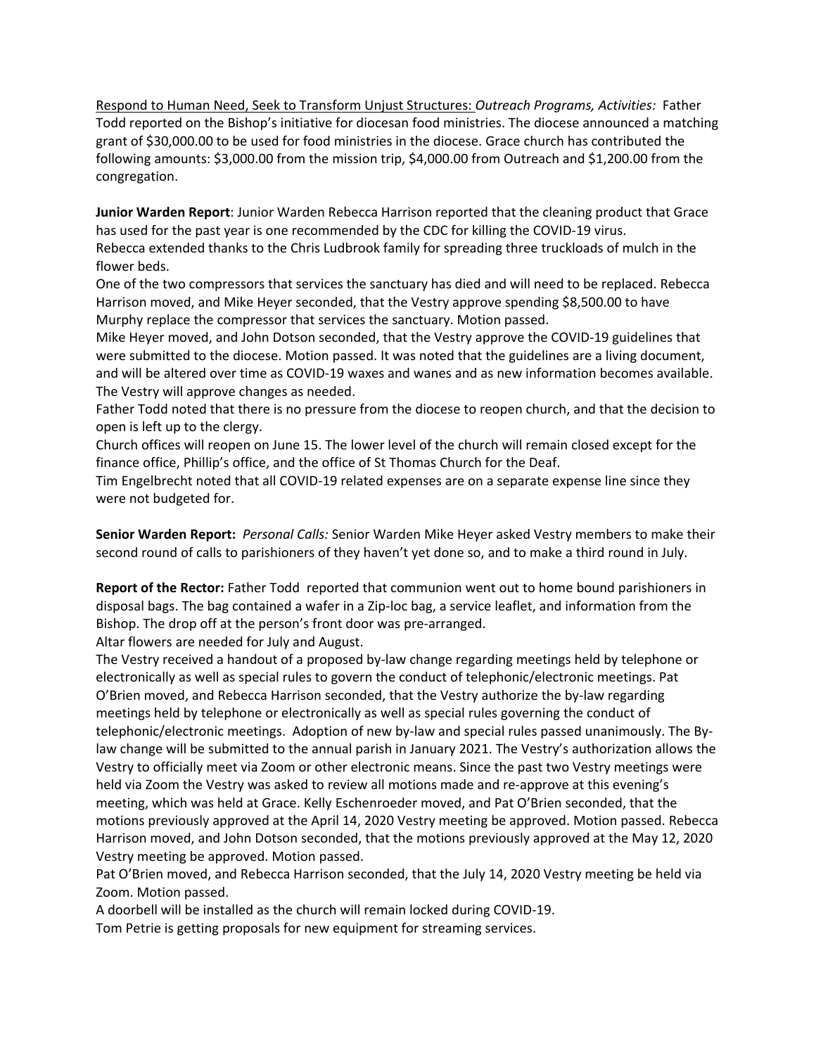Respond to Human Need, Seek to Transform Unjust Structures: *Outreach Programs, Activities:* Father Todd reported on the Bishop's initiative for diocesan food ministries. The diocese announced a matching grant of $30,000.00 to be used for food ministries in the diocese. Grace church has contributed the following amounts: $3,000.00 from the mission trip, $4,000.00 from Outreach and $1,200.00 from the congregation.

**Junior Warden Report**: Junior Warden Rebecca Harrison reported that the cleaning product that Grace has used for the past year is one recommended by the CDC for killing the COVID-19 virus.
Rebecca extended thanks to the Chris Ludbrook family for spreading three truckloads of mulch in the flower beds.
One of the two compressors that services the sanctuary has died and will need to be replaced. Rebecca Harrison moved, and Mike Heyer seconded, that the Vestry approve spending $8,500.00 to have Murphy replace the compressor that services the sanctuary. Motion passed.
Mike Heyer moved, and John Dotson seconded, that the Vestry approve the COVID-19 guidelines that were submitted to the diocese. Motion passed. It was noted that the guidelines are a living document, and will be altered over time as COVID-19 waxes and wanes and as new information becomes available. The Vestry will approve changes as needed.
Father Todd noted that there is no pressure from the diocese to reopen church, and that the decision to open is left up to the clergy.
Church offices will reopen on June 15. The lower level of the church will remain closed except for the finance office, Phillip's office, and the office of St Thomas Church for the Deaf.
Tim Engelbrecht noted that all COVID-19 related expenses are on a separate expense line since they were not budgeted for.

**Senior Warden Report:** *Personal Calls:* Senior Warden Mike Heyer asked Vestry members to make their second round of calls to parishioners of they haven't yet done so, and to make a third round in July.

**Report of the Rector:** Father Todd reported that communion went out to home bound parishioners in disposal bags. The bag contained a wafer in a Zip-loc bag, a service leaflet, and information from the Bishop. The drop off at the person's front door was pre-arranged.
Altar flowers are needed for July and August.
The Vestry received a handout of a proposed by-law change regarding meetings held by telephone or electronically as well as special rules to govern the conduct of telephonic/electronic meetings. Pat O'Brien moved, and Rebecca Harrison seconded, that the Vestry authorize the by-law regarding meetings held by telephone or electronically as well as special rules governing the conduct of telephonic/electronic meetings. Adoption of new by-law and special rules passed unanimously. The By-law change will be submitted to the annual parish in January 2021. The Vestry's authorization allows the Vestry to officially meet via Zoom or other electronic means. Since the past two Vestry meetings were held via Zoom the Vestry was asked to review all motions made and re-approve at this evening's meeting, which was held at Grace. Kelly Eschenroeder moved, and Pat O'Brien seconded, that the motions previously approved at the April 14, 2020 Vestry meeting be approved. Motion passed. Rebecca Harrison moved, and John Dotson seconded, that the motions previously approved at the May 12, 2020 Vestry meeting be approved. Motion passed.
Pat O'Brien moved, and Rebecca Harrison seconded, that the July 14, 2020 Vestry meeting be held via Zoom. Motion passed.
A doorbell will be installed as the church will remain locked during COVID-19.
Tom Petrie is getting proposals for new equipment for streaming services.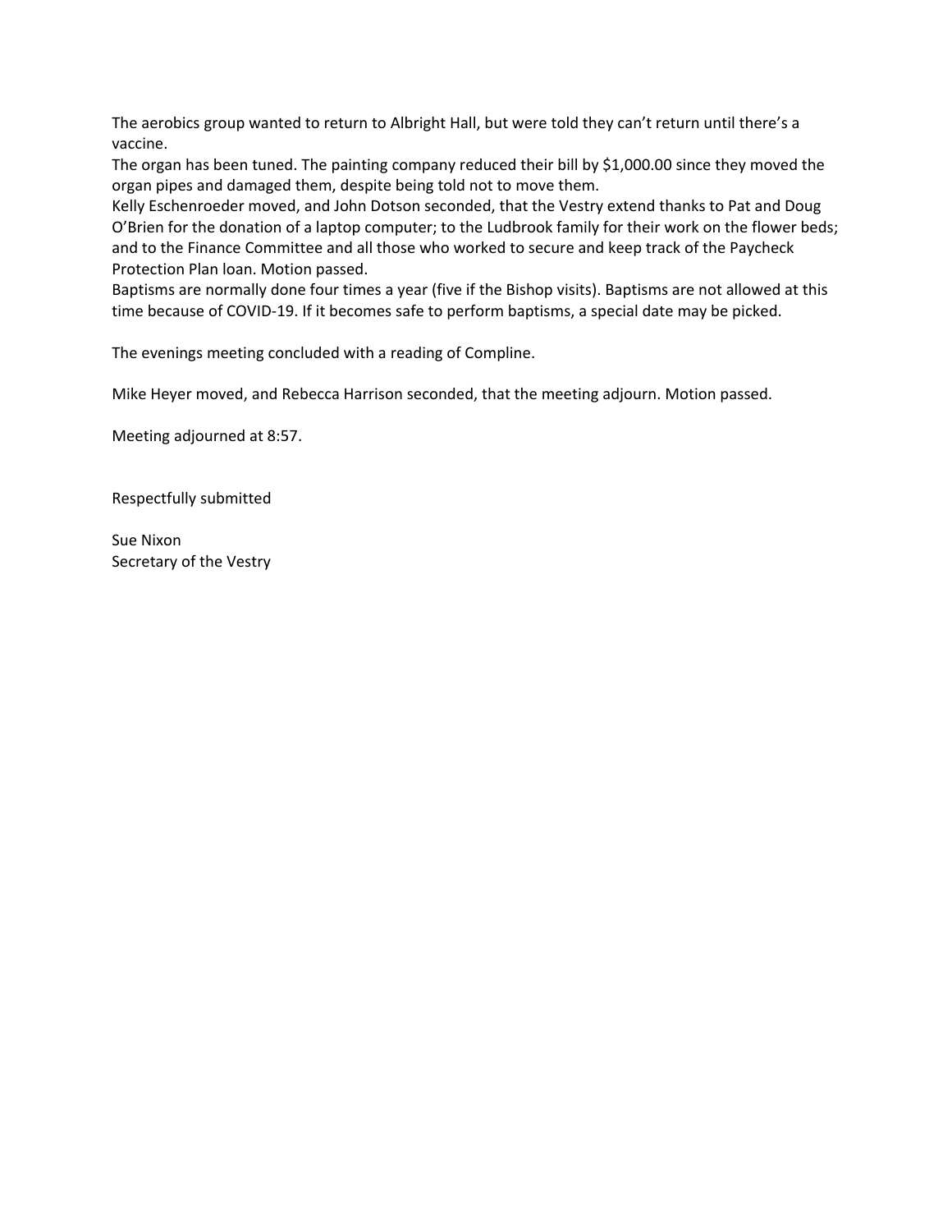The aerobics group wanted to return to Albright Hall, but were told they can't return until there's a vaccine.

The organ has been tuned. The painting company reduced their bill by $1,000.00 since they moved the organ pipes and damaged them, despite being told not to move them.

Kelly Eschenroeder moved, and John Dotson seconded, that the Vestry extend thanks to Pat and Doug O'Brien for the donation of a laptop computer; to the Ludbrook family for their work on the flower beds; and to the Finance Committee and all those who worked to secure and keep track of the Paycheck Protection Plan loan. Motion passed.

Baptisms are normally done four times a year (five if the Bishop visits). Baptisms are not allowed at this time because of COVID-19. If it becomes safe to perform baptisms, a special date may be picked.

The evenings meeting concluded with a reading of Compline.

Mike Heyer moved, and Rebecca Harrison seconded, that the meeting adjourn. Motion passed.

Meeting adjourned at 8:57.

Respectfully submitted

Sue Nixon  
Secretary of the Vestry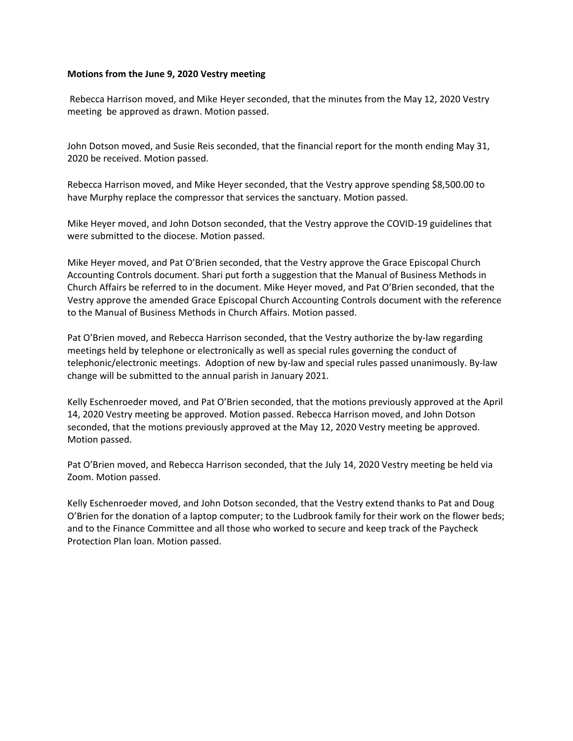**Motions from the June 9, 2020 Vestry meeting**

Rebecca Harrison moved, and Mike Heyer seconded, that the minutes from the May 12, 2020 Vestry meeting be approved as drawn. Motion passed.

John Dotson moved, and Susie Reis seconded, that the financial report for the month ending May 31, 2020 be received. Motion passed.

Rebecca Harrison moved, and Mike Heyer seconded, that the Vestry approve spending $8,500.00 to have Murphy replace the compressor that services the sanctuary. Motion passed.

Mike Heyer moved, and John Dotson seconded, that the Vestry approve the COVID-19 guidelines that were submitted to the diocese. Motion passed.

Mike Heyer moved, and Pat O'Brien seconded, that the Vestry approve the Grace Episcopal Church Accounting Controls document. Shari put forth a suggestion that the Manual of Business Methods in Church Affairs be referred to in the document. Mike Heyer moved, and Pat O'Brien seconded, that the Vestry approve the amended Grace Episcopal Church Accounting Controls document with the reference to the Manual of Business Methods in Church Affairs. Motion passed.

Pat O'Brien moved, and Rebecca Harrison seconded, that the Vestry authorize the by-law regarding meetings held by telephone or electronically as well as special rules governing the conduct of telephonic/electronic meetings. Adoption of new by-law and special rules passed unanimously. By-law change will be submitted to the annual parish in January 2021.

Kelly Eschenroeder moved, and Pat O'Brien seconded, that the motions previously approved at the April 14, 2020 Vestry meeting be approved. Motion passed. Rebecca Harrison moved, and John Dotson seconded, that the motions previously approved at the May 12, 2020 Vestry meeting be approved. Motion passed.

Pat O'Brien moved, and Rebecca Harrison seconded, that the July 14, 2020 Vestry meeting be held via Zoom. Motion passed.

Kelly Eschenroeder moved, and John Dotson seconded, that the Vestry extend thanks to Pat and Doug O'Brien for the donation of a laptop computer; to the Ludbrook family for their work on the flower beds; and to the Finance Committee and all those who worked to secure and keep track of the Paycheck Protection Plan loan. Motion passed.